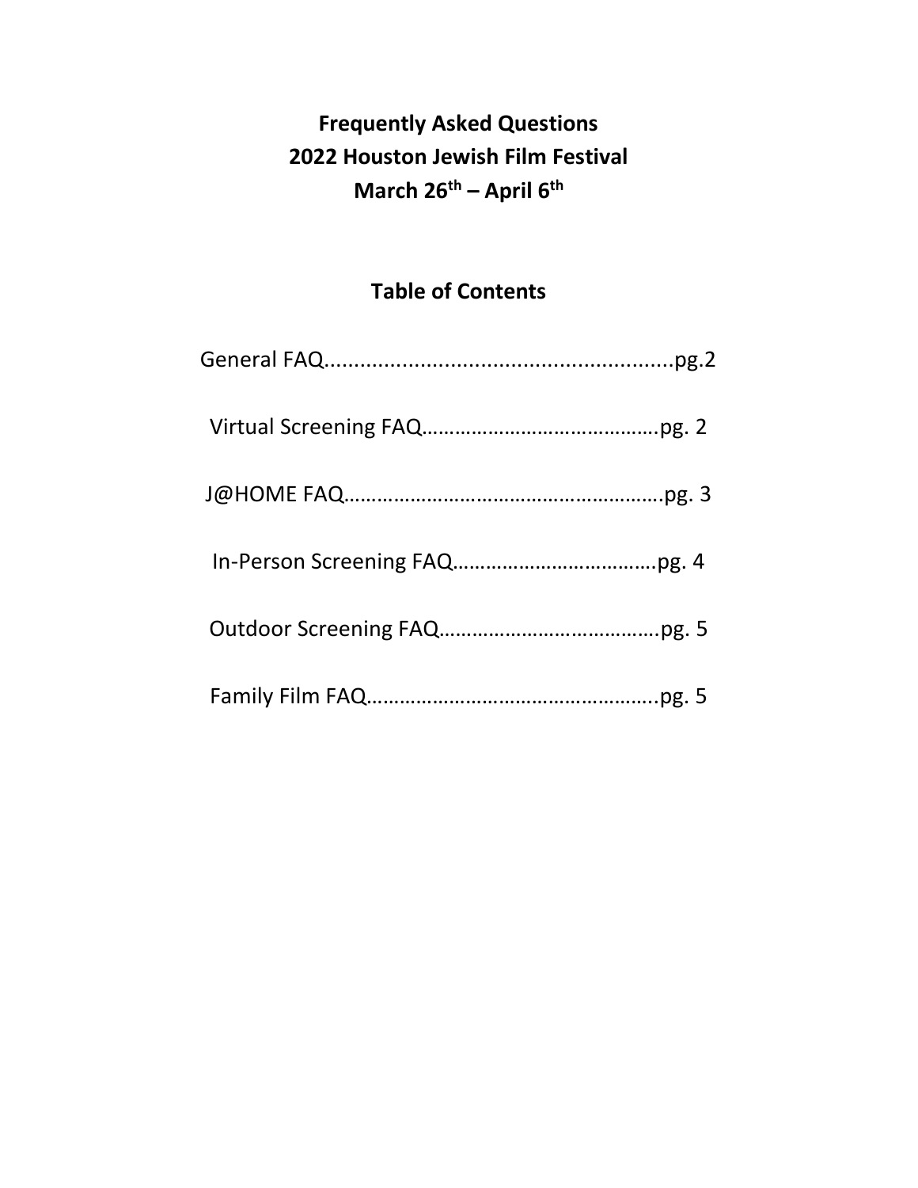# Frequently Asked Questions
# 2022 Houston Jewish Film Festival
# March 26th – April 6th

## Table of Contents

General FAQ............................................................pg.2

Virtual Screening FAQ……………………………………pg. 2

J@HOME FAQ……………………………………………….pg. 3

In-Person Screening FAQ……………………………….pg. 4

Outdoor Screening FAQ………………………………….pg. 5

Family Film FAQ…………………………………………….pg. 5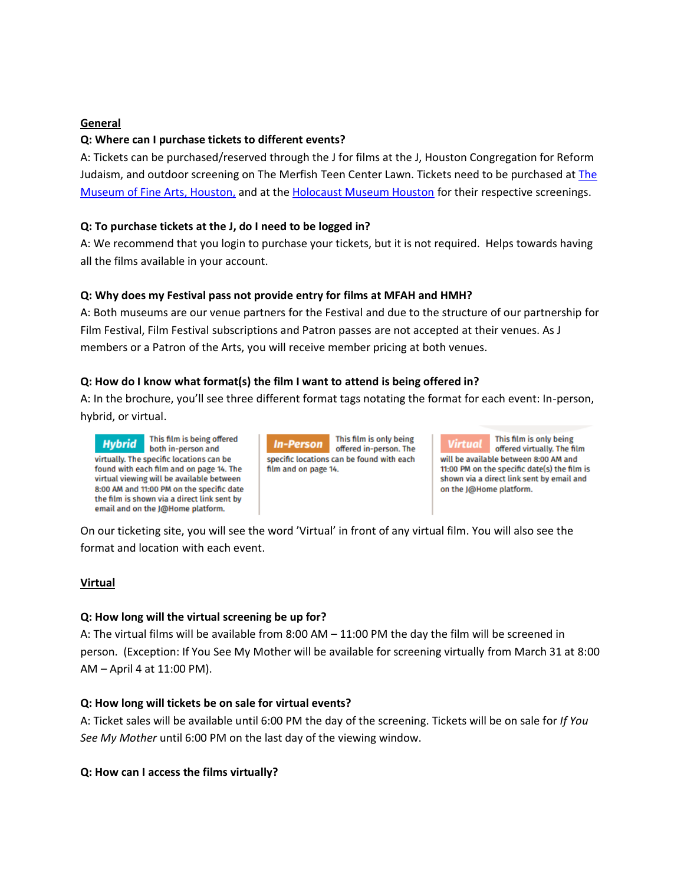**General**

**Q: Where can I purchase tickets to different events?**

A: Tickets can be purchased/reserved through the J for films at the J, Houston Congregation for Reform Judaism, and outdoor screening on The Merfish Teen Center Lawn. Tickets need to be purchased at The Museum of Fine Arts, Houston, and at the Holocaust Museum Houston for their respective screenings.

**Q: To purchase tickets at the J, do I need to be logged in?**

A: We recommend that you login to purchase your tickets, but it is not required. Helps towards having all the films available in your account.

**Q: Why does my Festival pass not provide entry for films at MFAH and HMH?**

A: Both museums are our venue partners for the Festival and due to the structure of our partnership for Film Festival, Film Festival subscriptions and Patron passes are not accepted at their venues. As J members or a Patron of the Arts, you will receive member pricing at both venues.

**Q: How do I know what format(s) the film I want to attend is being offered in?**

A: In the brochure, you'll see three different format tags notating the format for each event: In-person, hybrid, or virtual.

**Hybrid** This film is being offered both in-person and virtually. The specific locations can be found with each film and on page 14. The virtual viewing will be available between 8:00 AM and 11:00 PM on the specific date the film is shown via a direct link sent by email and on the J@Home platform.

**In-Person** This film is only being offered in-person. The specific locations can be found with each film and on page 14.

**Virtual** This film is only being offered virtually. The film will be available between 8:00 AM and 11:00 PM on the specific date(s) the film is shown via a direct link sent by email and on the J@Home platform.

On our ticketing site, you will see the word 'Virtual' in front of any virtual film. You will also see the format and location with each event.

**Virtual**

**Q: How long will the virtual screening be up for?**

A: The virtual films will be available from 8:00 AM – 11:00 PM the day the film will be screened in person. (Exception: If You See My Mother will be available for screening virtually from March 31 at 8:00 AM – April 4 at 11:00 PM).

**Q: How long will tickets be on sale for virtual events?**

A: Ticket sales will be available until 6:00 PM the day of the screening. Tickets will be on sale for *If You See My Mother* until 6:00 PM on the last day of the viewing window.

**Q: How can I access the films virtually?**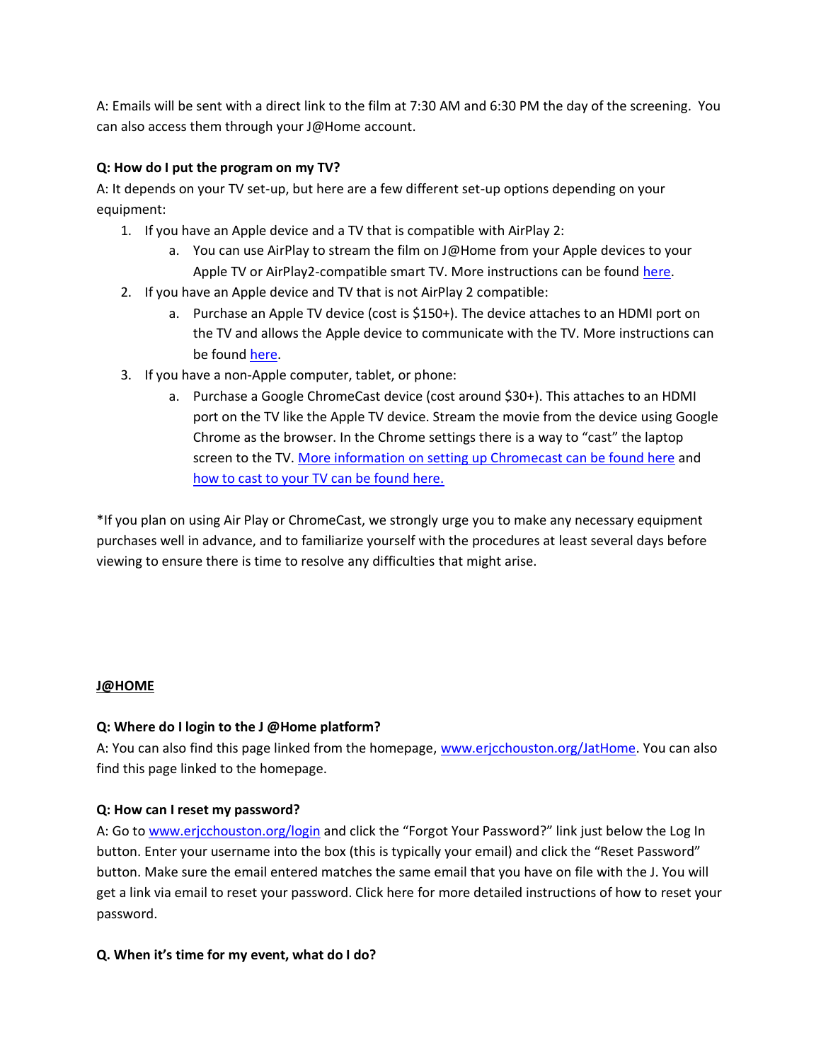A: Emails will be sent with a direct link to the film at 7:30 AM and 6:30 PM the day of the screening. You can also access them through your J@Home account.

**Q: How do I put the program on my TV?**

A: It depends on your TV set-up, but here are a few different set-up options depending on your equipment:

1. If you have an Apple device and a TV that is compatible with AirPlay 2:
   a. You can use AirPlay to stream the film on J@Home from your Apple devices to your Apple TV or AirPlay2-compatible smart TV. More instructions can be found here.
2. If you have an Apple device and TV that is not AirPlay 2 compatible:
   a. Purchase an Apple TV device (cost is $150+). The device attaches to an HDMI port on the TV and allows the Apple device to communicate with the TV. More instructions can be found here.
3. If you have a non-Apple computer, tablet, or phone:
   a. Purchase a Google ChromeCast device (cost around $30+). This attaches to an HDMI port on the TV like the Apple TV device. Stream the movie from the device using Google Chrome as the browser. In the Chrome settings there is a way to "cast" the laptop screen to the TV. More information on setting up Chromecast can be found here and how to cast to your TV can be found here.

*If you plan on using Air Play or ChromeCast, we strongly urge you to make any necessary equipment purchases well in advance, and to familiarize yourself with the procedures at least several days before viewing to ensure there is time to resolve any difficulties that might arise.

## J@HOME

**Q: Where do I login to the J @Home platform?**

A: You can also find this page linked from the homepage, www.erjcchouston.org/JatHome. You can also find this page linked to the homepage.

**Q: How can I reset my password?**

A: Go to www.erjcchouston.org/login and click the "Forgot Your Password?" link just below the Log In button. Enter your username into the box (this is typically your email) and click the "Reset Password" button. Make sure the email entered matches the same email that you have on file with the J. You will get a link via email to reset your password. Click here for more detailed instructions of how to reset your password.

**Q. When it's time for my event, what do I do?**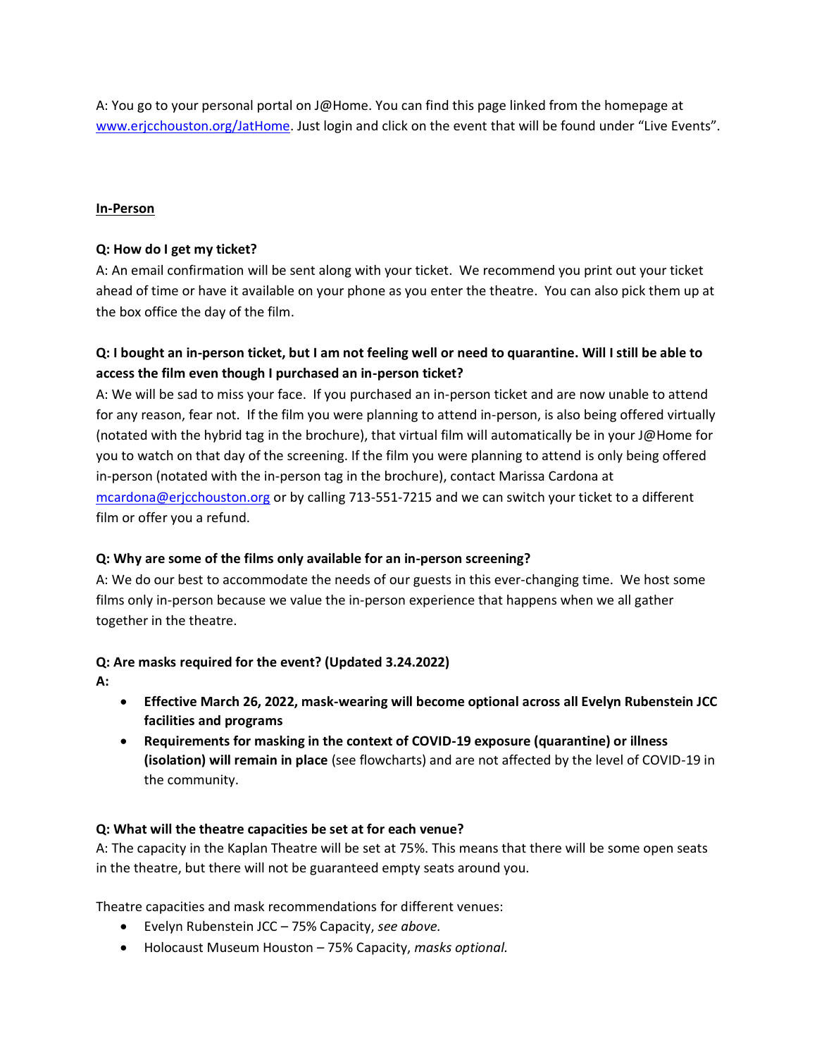A: You go to your personal portal on J@Home. You can find this page linked from the homepage at [www.erjcchouston.org/JatHome](www.erjcchouston.org/JatHome). Just login and click on the event that will be found under “Live Events”.

## In-Person

**Q: How do I get my ticket?**

A: An email confirmation will be sent along with your ticket. We recommend you print out your ticket ahead of time or have it available on your phone as you enter the theatre. You can also pick them up at the box office the day of the film.

**Q: I bought an in-person ticket, but I am not feeling well or need to quarantine. Will I still be able to access the film even though I purchased an in-person ticket?**

A: We will be sad to miss your face. If you purchased an in-person ticket and are now unable to attend for any reason, fear not. If the film you were planning to attend in-person, is also being offered virtually (notated with the hybrid tag in the brochure), that virtual film will automatically be in your J@Home for you to watch on that day of the screening. If the film you were planning to attend is only being offered in-person (notated with the in-person tag in the brochure), contact Marissa Cardona at [mcardona@erjcchouston.org](mailto:mcardona@erjcchouston.org) or by calling 713-551-7215 and we can switch your ticket to a different film or offer you a refund.

**Q: Why are some of the films only available for an in-person screening?**

A: We do our best to accommodate the needs of our guests in this ever-changing time. We host some films only in-person because we value the in-person experience that happens when we all gather together in the theatre.

**Q: Are masks required for the event? (Updated 3.24.2022)**

**A:**

- **Effective March 26, 2022, mask-wearing will become optional across all Evelyn Rubenstein JCC facilities and programs**
- **Requirements for masking in the context of COVID-19 exposure (quarantine) or illness (isolation) will remain in place** (see flowcharts) and are not affected by the level of COVID-19 in the community.

**Q: What will the theatre capacities be set at for each venue?**

A: The capacity in the Kaplan Theatre will be set at 75%. This means that there will be some open seats in the theatre, but there will not be guaranteed empty seats around you.

Theatre capacities and mask recommendations for different venues:

- Evelyn Rubenstein JCC – 75% Capacity, *see above.*
- Holocaust Museum Houston – 75% Capacity, *masks optional.*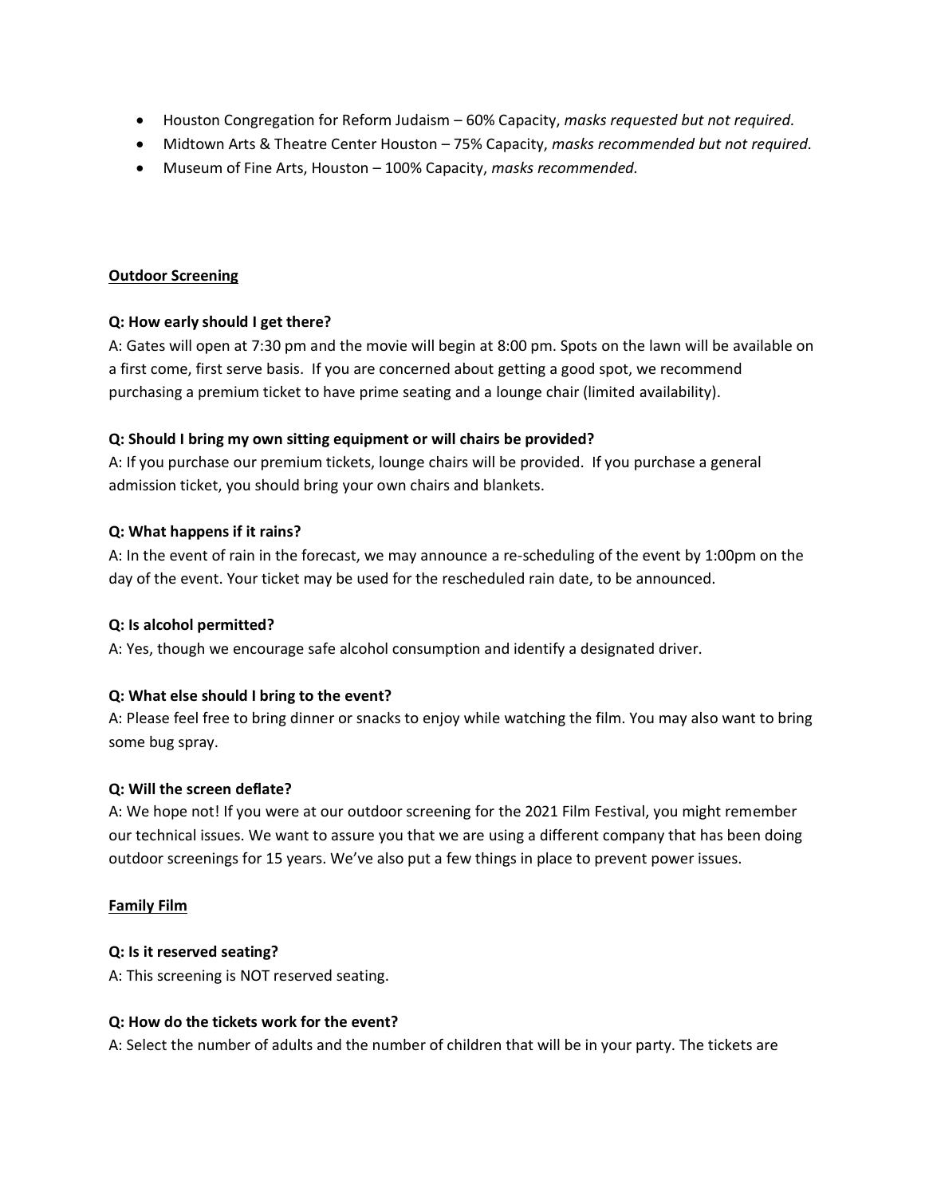- Houston Congregation for Reform Judaism – 60% Capacity, *masks requested but not required.*
- Midtown Arts & Theatre Center Houston – 75% Capacity, *masks recommended but not required.*
- Museum of Fine Arts, Houston – 100% Capacity, *masks recommended.*

## Outdoor Screening

**Q: How early should I get there?**

A: Gates will open at 7:30 pm and the movie will begin at 8:00 pm. Spots on the lawn will be available on a first come, first serve basis. If you are concerned about getting a good spot, we recommend purchasing a premium ticket to have prime seating and a lounge chair (limited availability).

**Q: Should I bring my own sitting equipment or will chairs be provided?**

A: If you purchase our premium tickets, lounge chairs will be provided. If you purchase a general admission ticket, you should bring your own chairs and blankets.

**Q: What happens if it rains?**

A: In the event of rain in the forecast, we may announce a re-scheduling of the event by 1:00pm on the day of the event. Your ticket may be used for the rescheduled rain date, to be announced.

**Q: Is alcohol permitted?**

A: Yes, though we encourage safe alcohol consumption and identify a designated driver.

**Q: What else should I bring to the event?**

A: Please feel free to bring dinner or snacks to enjoy while watching the film. You may also want to bring some bug spray.

**Q: Will the screen deflate?**

A: We hope not! If you were at our outdoor screening for the 2021 Film Festival, you might remember our technical issues. We want to assure you that we are using a different company that has been doing outdoor screenings for 15 years. We've also put a few things in place to prevent power issues.

## Family Film

**Q: Is it reserved seating?**

A: This screening is NOT reserved seating.

**Q: How do the tickets work for the event?**

A: Select the number of adults and the number of children that will be in your party. The tickets are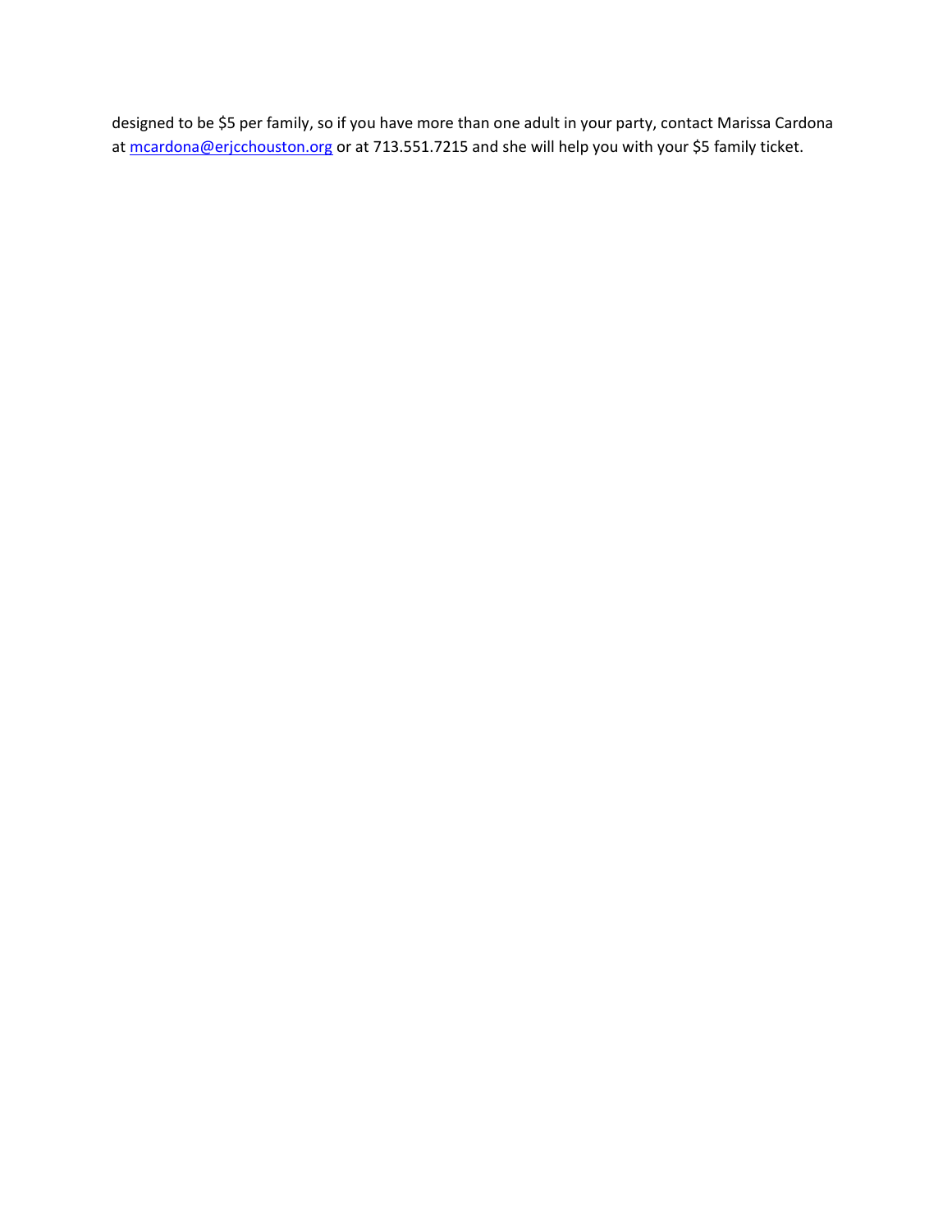designed to be $5 per family, so if you have more than one adult in your party, contact Marissa Cardona at [mcardona@erjcchouston.org](mailto:mcardona@erjcchouston.org) or at 713.551.7215 and she will help you with your $5 family ticket.